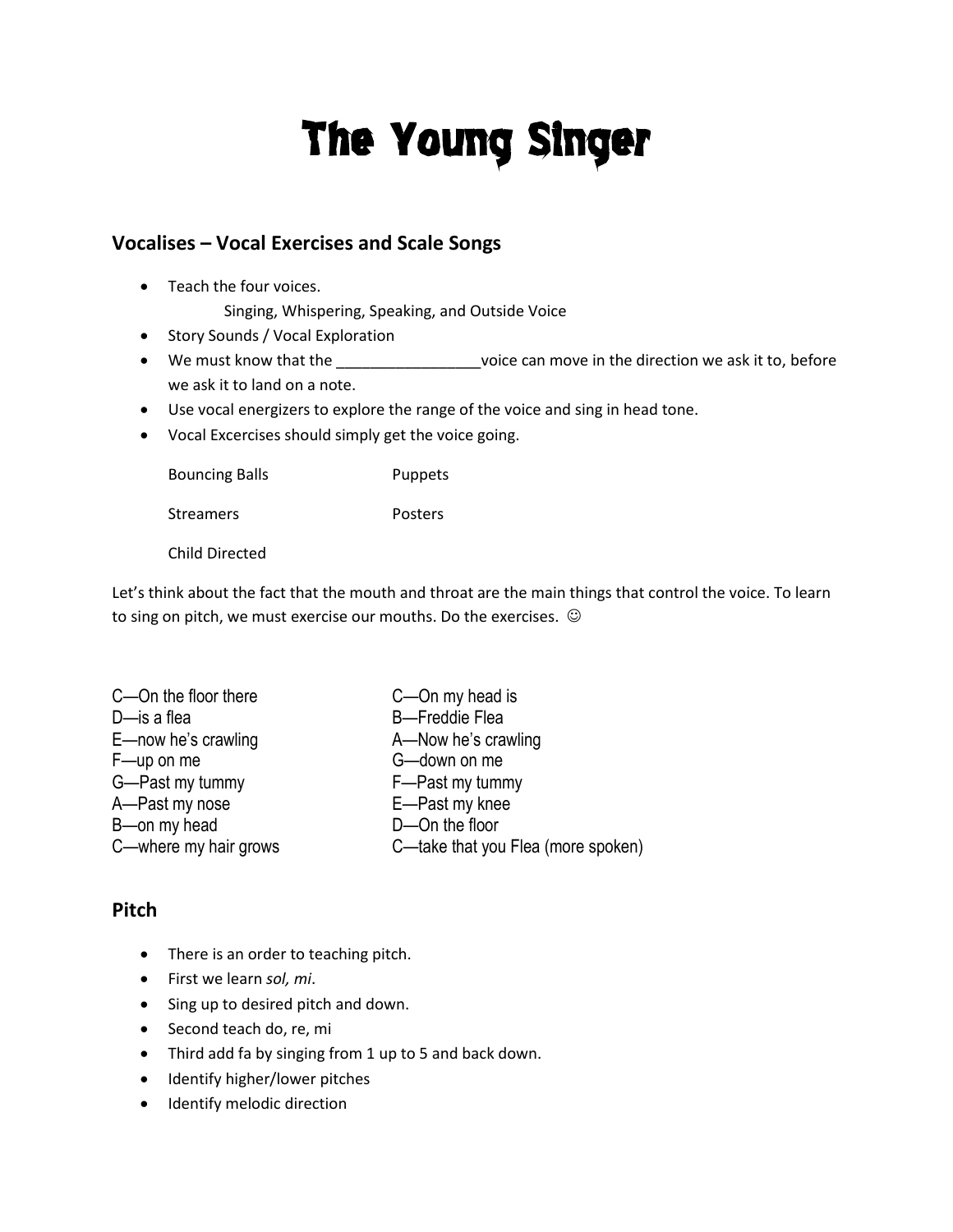# The Young Singer

## Vocalises – Vocal Exercises and Scale Songs

- Teach the four voices.
  Singing, Whispering, Speaking, and Outside Voice
- Story Sounds / Vocal Exploration
- We must know that the _________________voice can move in the direction we ask it to, before we ask it to land on a note.
- Use vocal energizers to explore the range of the voice and sing in head tone.
- Vocal Excercises should simply get the voice going.

  Bouncing Balls    Puppets

  Streamers    Posters

  Child Directed

Let's think about the fact that the mouth and throat are the main things that control the voice. To learn to sing on pitch, we must exercise our mouths. Do the exercises. ☺

C—On the floor there
D—is a flea
E—now he's crawling
F—up on me
G—Past my tummy
A—Past my nose
B—on my head
C—where my hair grows

C—On my head is
B—Freddie Flea
A—Now he's crawling
G—down on me
F—Past my tummy
E—Past my knee
D—On the floor
C—take that you Flea (more spoken)

## Pitch

- There is an order to teaching pitch.
- First we learn *sol, mi*.
- Sing up to desired pitch and down.
- Second teach do, re, mi
- Third add fa by singing from 1 up to 5 and back down.
- Identify higher/lower pitches
- Identify melodic direction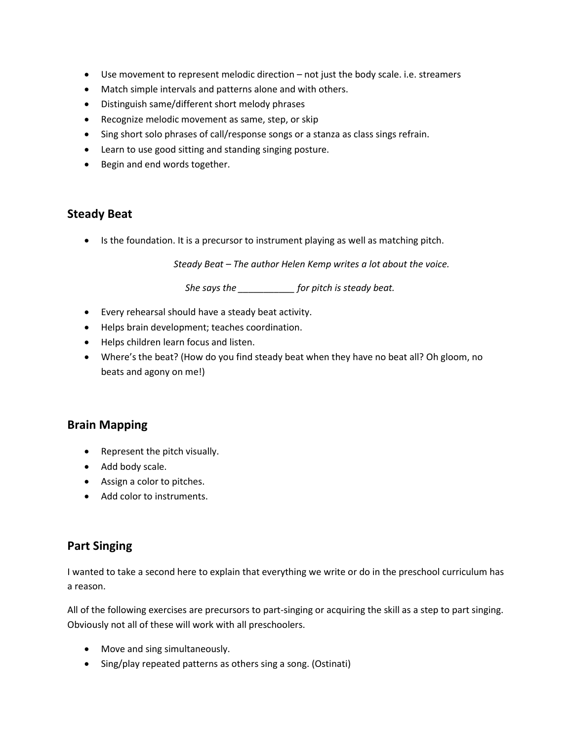- Use movement to represent melodic direction – not just the body scale. i.e. streamers
- Match simple intervals and patterns alone and with others.
- Distinguish same/different short melody phrases
- Recognize melodic movement as same, step, or skip
- Sing short solo phrases of call/response songs or a stanza as class sings refrain.
- Learn to use good sitting and standing singing posture.
- Begin and end words together.

## Steady Beat

- Is the foundation. It is a precursor to instrument playing as well as matching pitch.

*Steady Beat – The author Helen Kemp writes a lot about the voice.*

*She says the ___________ for pitch is steady beat.*

- Every rehearsal should have a steady beat activity.
- Helps brain development; teaches coordination.
- Helps children learn focus and listen.
- Where's the beat? (How do you find steady beat when they have no beat all? Oh gloom, no beats and agony on me!)

## Brain Mapping

- Represent the pitch visually.
- Add body scale.
- Assign a color to pitches.
- Add color to instruments.

## Part Singing

I wanted to take a second here to explain that everything we write or do in the preschool curriculum has a reason.

All of the following exercises are precursors to part-singing or acquiring the skill as a step to part singing. Obviously not all of these will work with all preschoolers.

- Move and sing simultaneously.
- Sing/play repeated patterns as others sing a song. (Ostinati)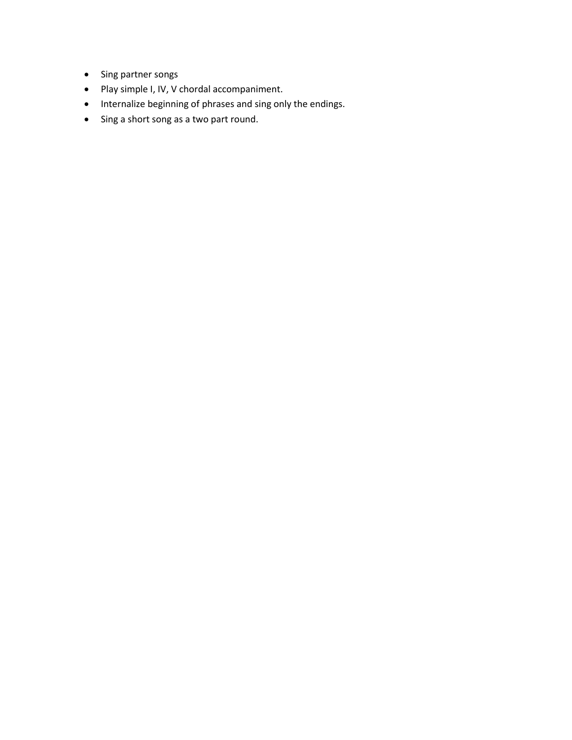- Sing partner songs
- Play simple I, IV, V chordal accompaniment.
- Internalize beginning of phrases and sing only the endings.
- Sing a short song as a two part round.